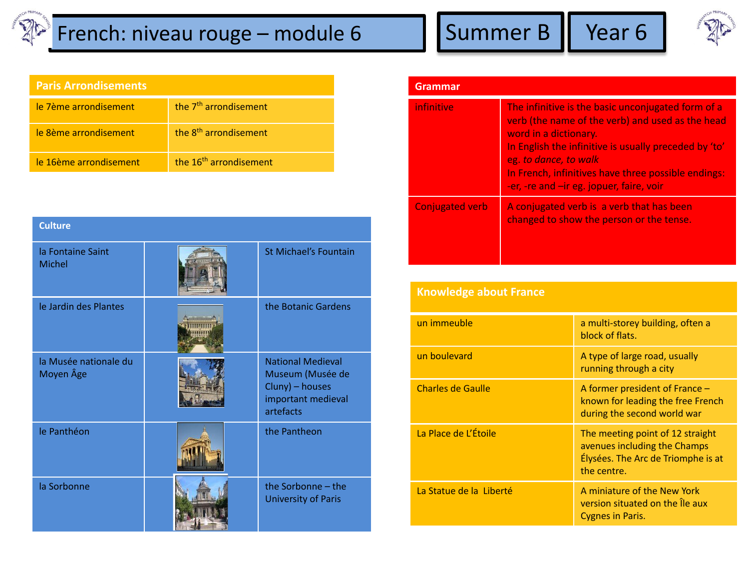# French: niveau rouge – module 6

**Summer B** | **Year 6**

## Paris Arrondisements

| Paris Arrondisements | |
|---|---|
| le 7ème arrondisement | the 7th arrondisement |
| le 8ème arrondisement | the 8th arrondisement |
| le 16ème arrondisement | the 16th arrondisement |

## Culture

| Culture | |
|---|---|
| la Fontaine Saint Michel | St Michael's Fountain |
| le Jardin des Plantes | the Botanic Gardens |
| la Musée nationale du Moyen Âge | National Medieval Museum (Musée de Cluny) – houses important medieval artefacts |
| le Panthéon | the Pantheon |
| la Sorbonne | the Sorbonne – the University of Paris |

## Grammar

| Grammar | |
|---|---|
| infinitive | The infinitive is the basic unconjugated form of a verb (the name of the verb) and used as the head word in a dictionary.<br>In English the infinitive is usually preceded by 'to' eg. *to dance, to walk*<br>In French, infinitives have three possible endings: -er, -re and –ir eg. jopuer, faire, voir |
| Conjugated verb | A conjugated verb is a verb that has been changed to show the person or the tense. |

## Knowledge about France

| Knowledge about France | |
|---|---|
| un immeuble | a multi-storey building, often a block of flats. |
| un boulevard | A type of large road, usually running through a city |
| Charles de Gaulle | A former president of France – known for leading the free French during the second world war |
| La Place de L'Étoile | The meeting point of 12 straight avenues including the Champs Élysées. The Arc de Triomphe is at the centre. |
| La Statue de la Liberté | A miniature of the New York version situated on the Île aux Cygnes in Paris. |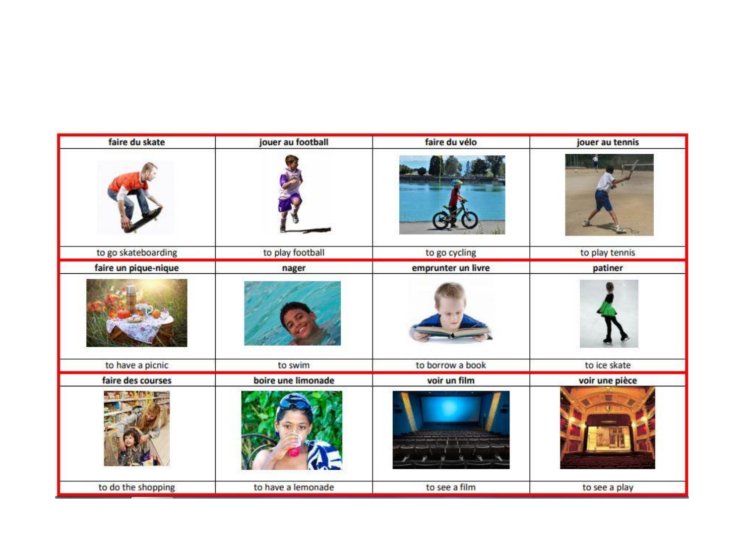| | | | |
|---|---|---|---|
| **faire du skate** | **jouer au football** | **faire du vélo** | **jouer au tennis** |
| to go skateboarding | to play football | to go cycling | to play tennis |
| **faire un pique-nique** | **nager** | **emprunter un livre** | **patiner** |
| to have a picnic | to swim | to borrow a book | to ice skate |
| **faire des courses** | **boire une limonade** | **voir un film** | **voir une pièce** |
| to do the shopping | to have a lemonade | to see a film | to see a play |